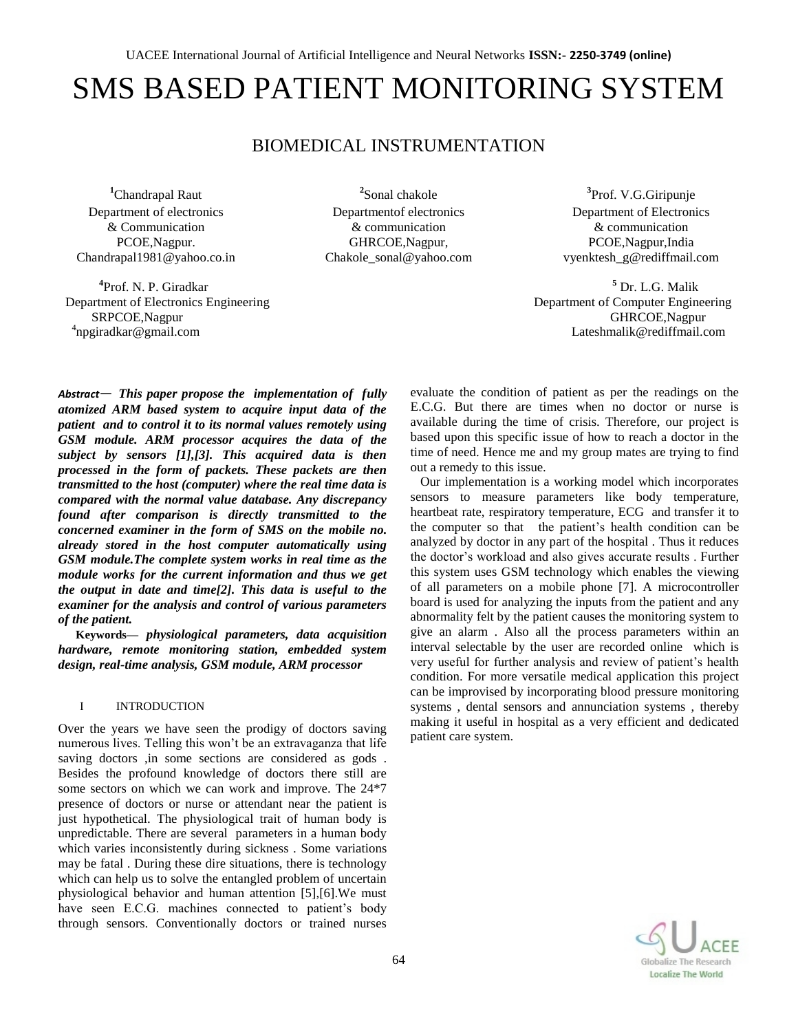# SMS BASED PATIENT MONITORING SYSTEM

## BIOMEDICAL INSTRUMENTATION

[1]Chandrapal Raut
Department of electronics & Communication
PCOE,Nagpur.
Chandrapal1981@yahoo.co.in

[2]Sonal chakole
Departmentof electronics & communication
GHRCOE,Nagpur,
Chakole_sonal@yahoo.com

[3]Prof. V.G.Giripunje
Department of Electronics & communication
PCOE,Nagpur,India
vyenktesh_g@rediffmail.com

[4]Prof. N. P. Giradkar
Department of Electronics Engineering
SRPCOE,Nagpur
[4]npgiradkar@gmail.com

[5] Dr. L.G. Malik
Department of Computer Engineering
GHRCOE,Nagpur
Lateshmalik@rediffmail.com

***Abstract*— *This paper propose the implementation of fully atomized ARM based system to acquire input data of the patient and to control it to its normal values remotely using GSM module. ARM processor acquires the data of the subject by sensors [1],[3]. This acquired data is then processed in the form of packets. These packets are then transmitted to the host (computer) where the real time data is compared with the normal value database. Any discrepancy found after comparison is directly transmitted to the concerned examiner in the form of SMS on the mobile no. already stored in the host computer automatically using GSM module.The complete system works in real time as the module works for the current information and thus we get the output in date and time[2]. This data is useful to the examiner for the analysis and control of various parameters of the patient.***

**Keywords—** ***physiological parameters, data acquisition hardware, remote monitoring station, embedded system design, real-time analysis, GSM module, ARM processor***

## I INTRODUCTION

Over the years we have seen the prodigy of doctors saving numerous lives. Telling this won't be an extravaganza that life saving doctors ,in some sections are considered as gods . Besides the profound knowledge of doctors there still are some sectors on which we can work and improve. The 24*7 presence of doctors or nurse or attendant near the patient is just hypothetical. The physiological trait of human body is unpredictable. There are several parameters in a human body which varies inconsistently during sickness . Some variations may be fatal . During these dire situations, there is technology which can help us to solve the entangled problem of uncertain physiological behavior and human attention [5],[6].We must have seen E.C.G. machines connected to patient's body through sensors. Conventionally doctors or trained nurses evaluate the condition of patient as per the readings on the E.C.G. But there are times when no doctor or nurse is available during the time of crisis. Therefore, our project is based upon this specific issue of how to reach a doctor in the time of need. Hence me and my group mates are trying to find out a remedy to this issue.

Our implementation is a working model which incorporates sensors to measure parameters like body temperature, heartbeat rate, respiratory temperature, ECG and transfer it to the computer so that the patient's health condition can be analyzed by doctor in any part of the hospital . Thus it reduces the doctor's workload and also gives accurate results . Further this system uses GSM technology which enables the viewing of all parameters on a mobile phone [7]. A microcontroller board is used for analyzing the inputs from the patient and any abnormality felt by the patient causes the monitoring system to give an alarm . Also all the process parameters within an interval selectable by the user are recorded online which is very useful for further analysis and review of patient's health condition. For more versatile medical application this project can be improvised by incorporating blood pressure monitoring systems , dental sensors and annunciation systems , thereby making it useful in hospital as a very efficient and dedicated patient care system.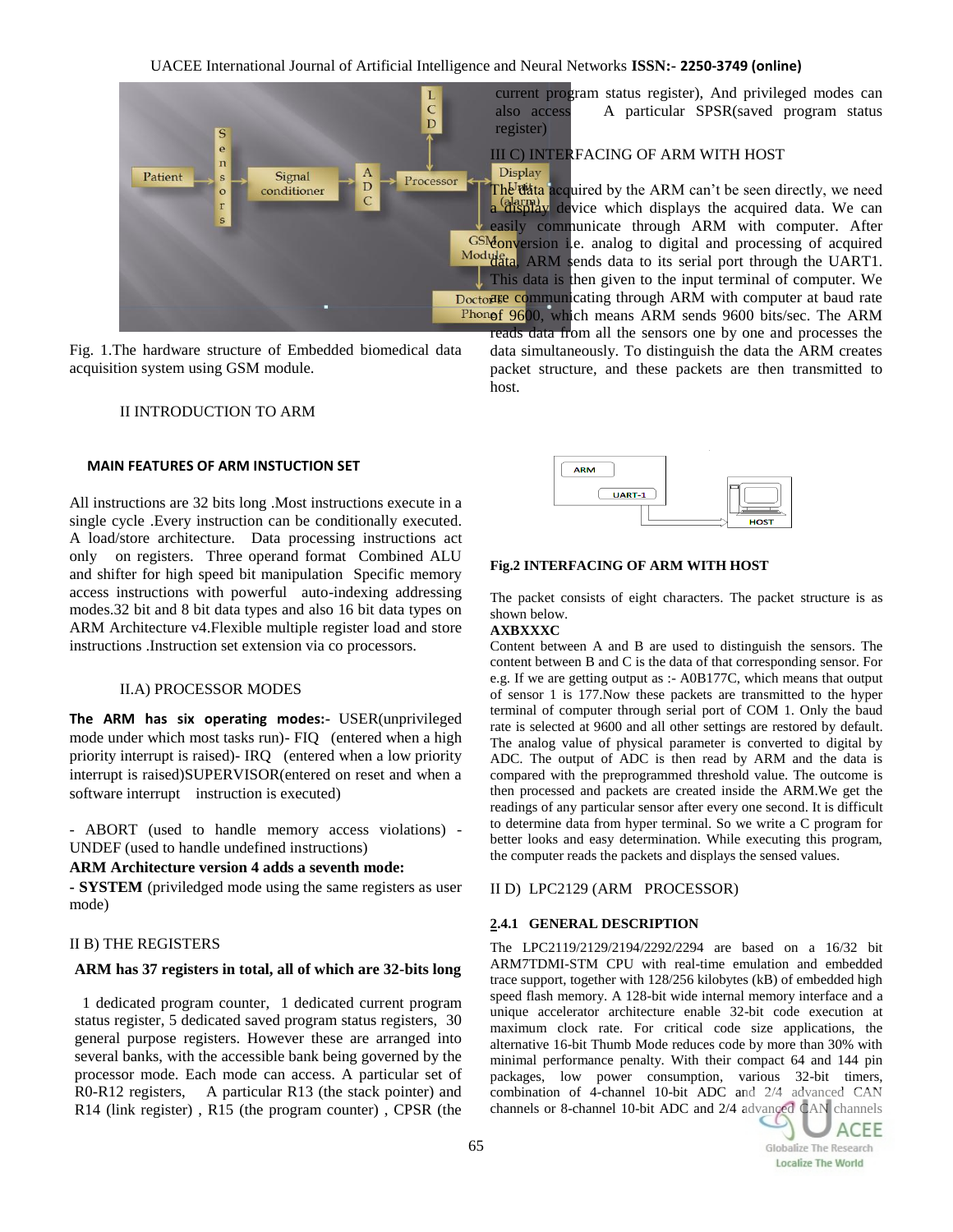Fig. 1.The hardware structure of Embedded biomedical data acquisition system using GSM module.

## II INTRODUCTION TO ARM

### MAIN FEATURES OF ARM INSTUCTION SET

All instructions are 32 bits long .Most instructions execute in a single cycle .Every instruction can be conditionally executed. A load/store architecture. Data processing instructions act only on registers. Three operand format Combined ALU and shifter for high speed bit manipulation Specific memory access instructions with powerful auto-indexing addressing modes.32 bit and 8 bit data types and also 16 bit data types on ARM Architecture v4.Flexible multiple register load and store instructions .Instruction set extension via co processors.

### II.A) PROCESSOR MODES

**The ARM has six operating modes:-** USER(unprivileged mode under which most tasks run)- FIQ (entered when a high priority interrupt is raised)- IRQ (entered when a low priority interrupt is raised)SUPERVISOR(entered on reset and when a software interrupt instruction is executed)

- ABORT (used to handle memory access violations) - UNDEF (used to handle undefined instructions)

**ARM Architecture version 4 adds a seventh mode:**

**- SYSTEM** (priviledged mode using the same registers as user mode)

### II B) THE REGISTERS

**ARM has 37 registers in total, all of which are 32-bits long**

1 dedicated program counter, 1 dedicated current program status register, 5 dedicated saved program status registers, 30 general purpose registers. However these are arranged into several banks, with the accessible bank being governed by the processor mode. Each mode can access. A particular set of R0-R12 registers, A particular R13 (the stack pointer) and R14 (link register) , R15 (the program counter) , CPSR (the current program status register), And privileged modes can also access A particular SPSR(saved program status register)

### III C) INTERFACING OF ARM WITH HOST

The data acquired by the ARM can't be seen directly, we need a display device which displays the acquired data. We can easily communicate through ARM with computer. After conversion i.e. analog to digital and processing of acquired data, ARM sends data to its serial port through the UART1. This data is then given to the input terminal of computer. We are communicating through ARM with computer at baud rate of 9600, which means ARM sends 9600 bits/sec. The ARM reads data from all the sensors one by one and processes the data simultaneously. To distinguish the data the ARM creates packet structure, and these packets are then transmitted to host.

**Fig.2 INTERFACING OF ARM WITH HOST**

The packet consists of eight characters. The packet structure is as shown below.

**AXBXXXC**

Content between A and B are used to distinguish the sensors. The content between B and C is the data of that corresponding sensor. For e.g. If we are getting output as :- A0B177C, which means that output of sensor 1 is 177.Now these packets are transmitted to the hyper terminal of computer through serial port of COM 1. Only the baud rate is selected at 9600 and all other settings are restored by default. The analog value of physical parameter is converted to digital by ADC. The output of ADC is then read by ARM and the data is compared with the preprogrammed threshold value. The outcome is then processed and packets are created inside the ARM.We get the readings of any particular sensor after every one second. It is difficult to determine data from hyper terminal. So we write a C program for better looks and easy determination. While executing this program, the computer reads the packets and displays the sensed values.

### II D) LPC2129 (ARM PROCESSOR)

#### 2.4.1 GENERAL DESCRIPTION

The LPC2119/2129/2194/2292/2294 are based on a 16/32 bit ARM7TDMI-STM CPU with real-time emulation and embedded trace support, together with 128/256 kilobytes (kB) of embedded high speed flash memory. A 128-bit wide internal memory interface and a unique accelerator architecture enable 32-bit code execution at maximum clock rate. For critical code size applications, the alternative 16-bit Thumb Mode reduces code by more than 30% with minimal performance penalty. With their compact 64 and 144 pin packages, low power consumption, various 32-bit timers, combination of 4-channel 10-bit ADC and 2/4 advanced CAN channels or 8-channel 10-bit ADC and 2/4 advanced CAN channels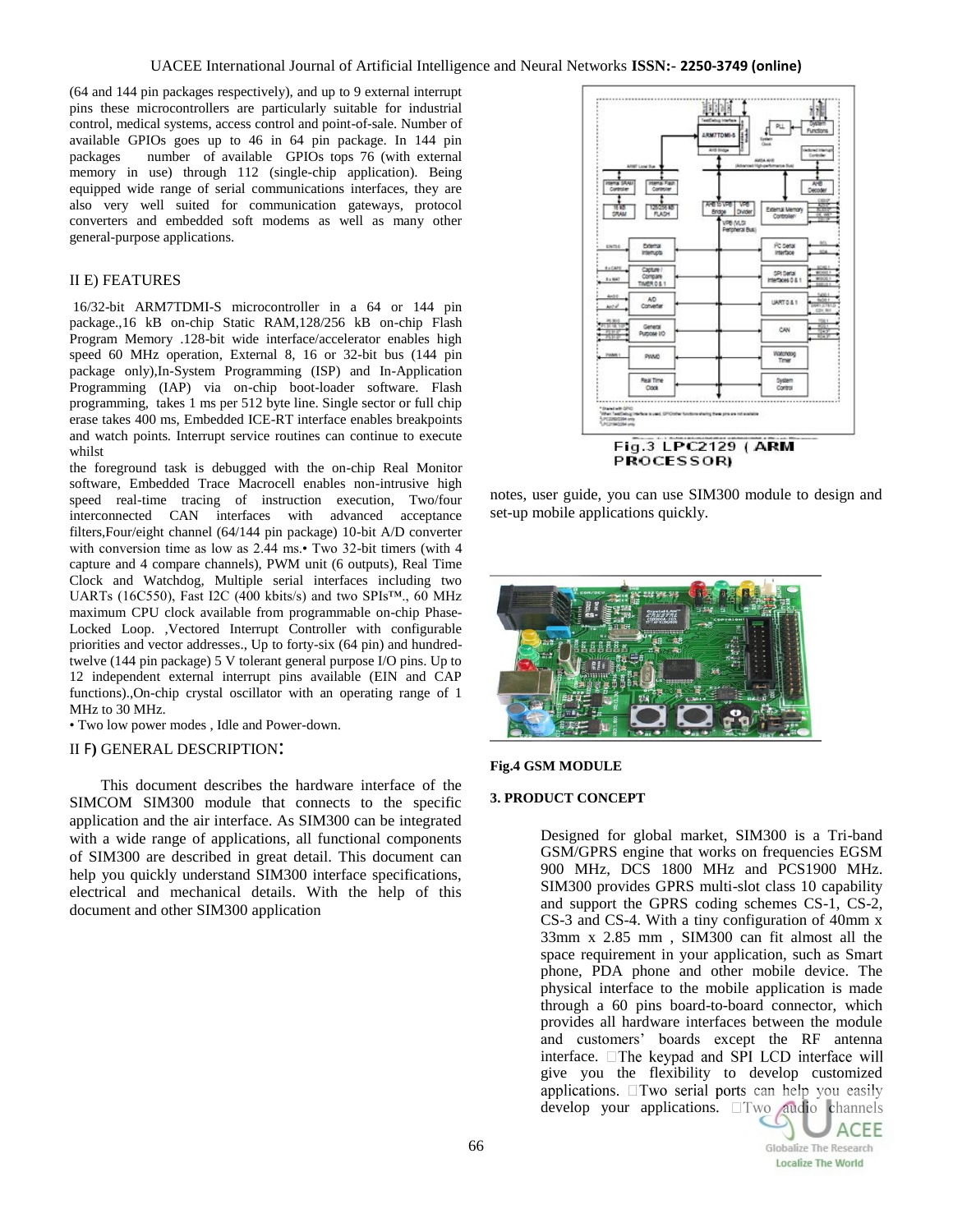(64 and 144 pin packages respectively), and up to 9 external interrupt pins these microcontrollers are particularly suitable for industrial control, medical systems, access control and point-of-sale. Number of available GPIOs goes up to 46 in 64 pin package. In 144 pin packages number of available GPIOs tops 76 (with external memory in use) through 112 (single-chip application). Being equipped wide range of serial communications interfaces, they are also very well suited for communication gateways, protocol converters and embedded soft modems as well as many other general-purpose applications.

## II E) FEATURES

16/32-bit ARM7TDMI-S microcontroller in a 64 or 144 pin package.,16 kB on-chip Static RAM,128/256 kB on-chip Flash Program Memory .128-bit wide interface/accelerator enables high speed 60 MHz operation, External 8, 16 or 32-bit bus (144 pin package only),In-System Programming (ISP) and In-Application Programming (IAP) via on-chip boot-loader software. Flash programming, takes 1 ms per 512 byte line. Single sector or full chip erase takes 400 ms, Embedded ICE-RT interface enables breakpoints and watch points. Interrupt service routines can continue to execute whilst
the foreground task is debugged with the on-chip Real Monitor software, Embedded Trace Macrocell enables non-intrusive high speed real-time tracing of instruction execution, Two/four interconnected CAN interfaces with advanced acceptance filters,Four/eight channel (64/144 pin package) 10-bit A/D converter with conversion time as low as 2.44 ms.• Two 32-bit timers (with 4 capture and 4 compare channels), PWM unit (6 outputs), Real Time Clock and Watchdog, Multiple serial interfaces including two UARTs (16C550), Fast I2C (400 kbits/s) and two SPIs™., 60 MHz maximum CPU clock available from programmable on-chip Phase-Locked Loop. ,Vectored Interrupt Controller with configurable priorities and vector addresses., Up to forty-six (64 pin) and hundred-twelve (144 pin package) 5 V tolerant general purpose I/O pins. Up to 12 independent external interrupt pins available (EIN and CAP functions).,On-chip crystal oscillator with an operating range of 1 MHz to 30 MHz.

• Two low power modes , Idle and Power-down.

## II F) GENERAL DESCRIPTION:

This document describes the hardware interface of the SIMCOM SIM300 module that connects to the specific application and the air interface. As SIM300 can be integrated with a wide range of applications, all functional components of SIM300 are described in great detail. This document can help you quickly understand SIM300 interface specifications, electrical and mechanical details. With the help of this document and other SIM300 application notes, user guide, you can use SIM300 module to design and set-up mobile applications quickly.

Fig.3 LPC2129 ( ARM PROCESSOR)

**Fig.4 GSM MODULE**

## 3. PRODUCT CONCEPT

Designed for global market, SIM300 is a Tri-band GSM/GPRS engine that works on frequencies EGSM 900 MHz, DCS 1800 MHz and PCS1900 MHz. SIM300 provides GPRS multi-slot class 10 capability and support the GPRS coding schemes CS-1, CS-2, CS-3 and CS-4. With a tiny configuration of 40mm x 33mm x 2.85 mm , SIM300 can fit almost all the space requirement in your application, such as Smart phone, PDA phone and other mobile device. The physical interface to the mobile application is made through a 60 pins board-to-board connector, which provides all hardware interfaces between the module and customers' boards except the RF antenna interface. The keypad and SPI LCD interface will give you the flexibility to develop customized applications. Two serial ports can help you easily develop your applications. Two audio channels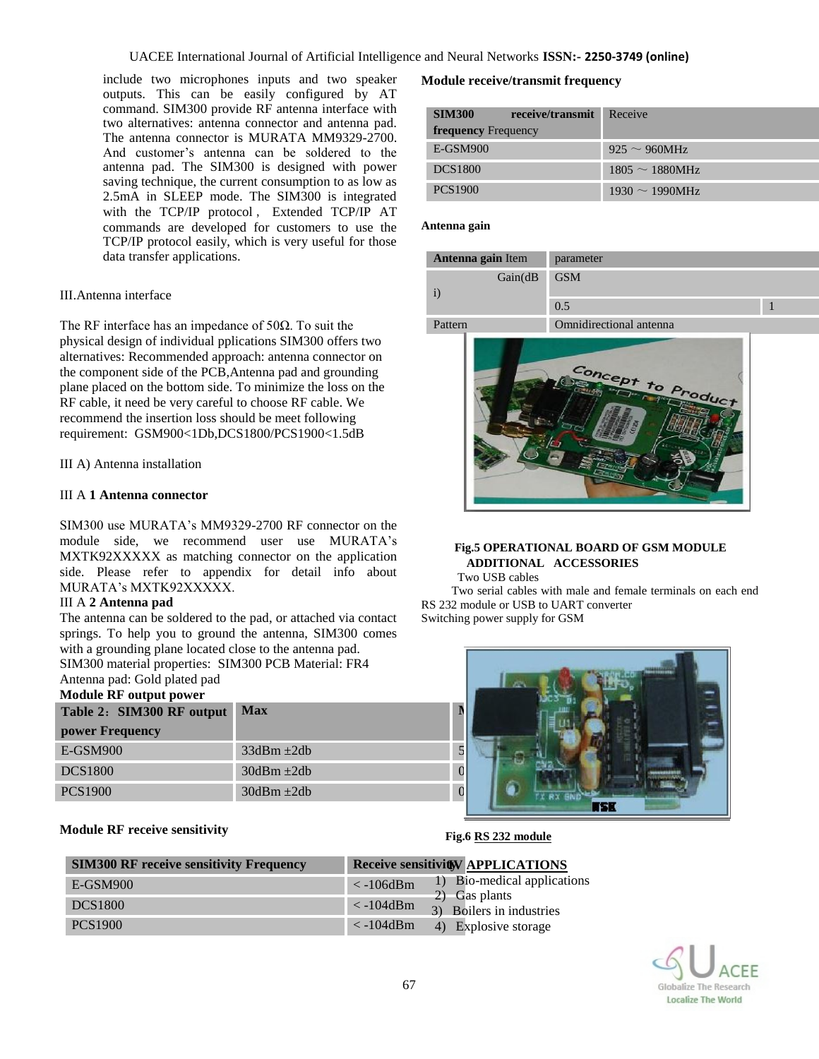include two microphones inputs and two speaker outputs. This can be easily configured by AT command. SIM300 provide RF antenna interface with two alternatives: antenna connector and antenna pad. The antenna connector is MURATA MM9329-2700. And customer's antenna can be soldered to the antenna pad. The SIM300 is designed with power saving technique, the current consumption to as low as 2.5mA in SLEEP mode. The SIM300 is integrated with the TCP/IP protocol, Extended TCP/IP AT commands are developed for customers to use the TCP/IP protocol easily, which is very useful for those data transfer applications.

III.Antenna interface

The RF interface has an impedance of 50Ω. To suit the physical design of individual pplications SIM300 offers two alternatives: Recommended approach: antenna connector on the component side of the PCB,Antenna pad and grounding plane placed on the bottom side. To minimize the loss on the RF cable, it need be very careful to choose RF cable. We recommend the insertion loss should be meet following requirement: GSM900<1Db,DCS1800/PCS1900<1.5dB

III A) Antenna installation

III A **1 Antenna connector**

SIM300 use MURATA's MM9329-2700 RF connector on the module side, we recommend user use MURATA's MXTK92XXXXX as matching connector on the application side. Please refer to appendix for detail info about MURATA's MXTK92XXXXX.

III A **2 Antenna pad**

The antenna can be soldered to the pad, or attached via contact springs. To help you to ground the antenna, SIM300 comes with a grounding plane located close to the antenna pad.

SIM300 material properties: SIM300 PCB Material: FR4

Antenna pad: Gold plated pad

**Module RF output power**

| Table 2：SIM300 RF output power Frequency | Max | M |
|---|---|---|
| E-GSM900 | 33dBm ±2db | 5 |
| DCS1800 | 30dBm ±2db | 0 |
| PCS1900 | 30dBm ±2db | 0 |

**Module RF receive sensitivity**

| SIM300 RF receive sensitivity Frequency | Receive sensitivity |
|---|---|
| E-GSM900 | < -106dBm |
| DCS1800 | < -104dBm |
| PCS1900 | < -104dBm |

**Module receive/transmit frequency**

| SIM300 receive/transmit frequency Frequency | Receive |
|---|---|
| E-GSM900 | 925 ~ 960MHz |
| DCS1800 | 1805 ~ 1880MHz |
| PCS1900 | 1930 ~ 1990MHz |

**Antenna gain**

| Antenna gain Item | parameter | |
|---|---|---|
| Gain(dBi) | GSM | |
| | 0.5 | 1 |
| Pattern | Omnidirectional antenna | |

**Fig.5 OPERATIONAL BOARD OF GSM MODULE**

**ADDITIONAL ACCESSORIES**

Two USB cables

Two serial cables with male and female terminals on each end

RS 232 module or USB to UART converter

Switching power supply for GSM

**Fig.6 RS 232 module**

## IV APPLICATIONS

1) Bio-medical applications
2) Gas plants
3) Boilers in industries
4) Explosive storage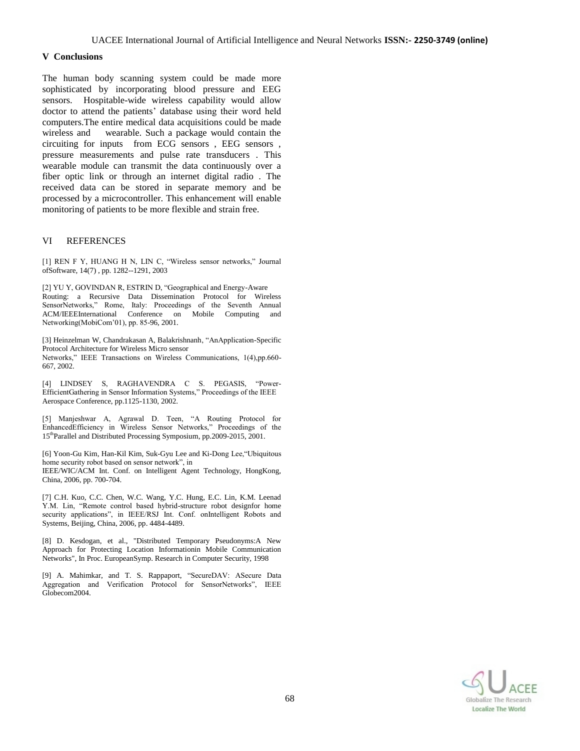## V Conclusions

The human body scanning system could be made more sophisticated by incorporating blood pressure and EEG sensors. Hospitable-wide wireless capability would allow doctor to attend the patients' database using their word held computers.The entire medical data acquisitions could be made wireless and wearable. Such a package would contain the circuiting for inputs from ECG sensors , EEG sensors , pressure measurements and pulse rate transducers . This wearable module can transmit the data continuously over a fiber optic link or through an internet digital radio . The received data can be stored in separate memory and be processed by a microcontroller. This enhancement will enable monitoring of patients to be more flexible and strain free.

## VI REFERENCES

[1] REN F Y, HUANG H N, LIN C, "Wireless sensor networks," Journal ofSoftware, 14(7) , pp. 1282--1291, 2003

[2] YU Y, GOVINDAN R, ESTRIN D, "Geographical and Energy-Aware Routing: a Recursive Data Dissemination Protocol for Wireless SensorNetworks," Rome, Italy: Proceedings of the Seventh Annual ACM/IEEEInternational Conference on Mobile Computing and Networking(MobiCom'01), pp. 85-96, 2001.

[3] Heinzelman W, Chandrakasan A, Balakrishnanh, "AnApplication-Specific Protocol Architecture for Wireless Micro sensor Networks," IEEE Transactions on Wireless Communications, 1(4),pp.660-667, 2002.

[4] LINDSEY S, RAGHAVENDRA C S. PEGASIS, "Power-EfficientGathering in Sensor Information Systems," Proceedings of the IEEE Aerospace Conference, pp.1125-1130, 2002.

[5] Manjeshwar A, Agrawal D. Teen, "A Routing Protocol for EnhancedEfficiency in Wireless Sensor Networks," Proceedings of the 15thParallel and Distributed Processing Symposium, pp.2009-2015, 2001.

[6] Yoon-Gu Kim, Han-Kil Kim, Suk-Gyu Lee and Ki-Dong Lee,"Ubiquitous home security robot based on sensor network", in IEEE/WIC/ACM Int. Conf. on Intelligent Agent Technology, HongKong, China, 2006, pp. 700-704.

[7] C.H. Kuo, C.C. Chen, W.C. Wang, Y.C. Hung, E.C. Lin, K.M. Leenad Y.M. Lin, "Remote control based hybrid-structure robot designfor home security applications", in IEEE/RSJ Int. Conf. onIntelligent Robots and Systems, Beijing, China, 2006, pp. 4484-4489.

[8] D. Kesdogan, et al., "Distributed Temporary Pseudonyms:A New Approach for Protecting Location Informationin Mobile Communication Networks", In Proc. EuropeanSymp. Research in Computer Security, 1998

[9] A. Mahimkar, and T. S. Rappaport, "SecureDAV: ASecure Data Aggregation and Verification Protocol for SensorNetworks", IEEE Globecom2004.